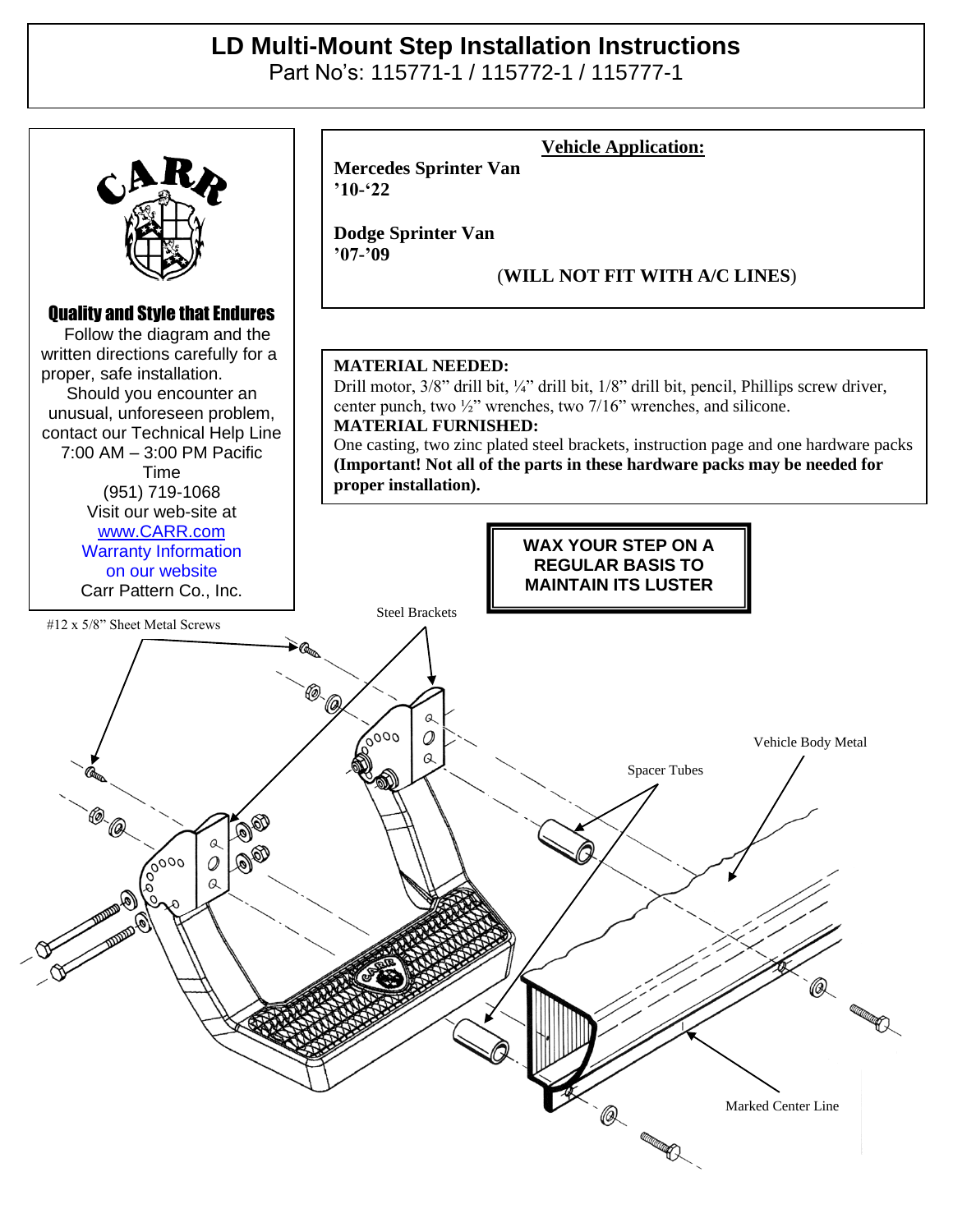# LD Multi-Mount Step Installation Instructions

Part No's: 115771-1 / 115772-1 / 115777-1

CARR

**Quality and Style that Endures**

Follow the diagram and the written directions carefully for a proper, safe installation.

Should you encounter an unusual, unforeseen problem, contact our Technical Help Line 7:00 AM – 3:00 PM Pacific Time (951) 719-1068

Visit our web-site at www.CARR.com

Warranty Information on our website

Carr Pattern Co., Inc.

**Vehicle Application:**

**Mercedes Sprinter Van '10-'22**

**Dodge Sprinter Van '07-'09**

(**WILL NOT FIT WITH A/C LINES**)

**MATERIAL NEEDED:**
Drill motor, 3/8" drill bit, ¼" drill bit, 1/8" drill bit, pencil, Phillips screw driver, center punch, two ½" wrenches, two 7/16" wrenches, and silicone.

**MATERIAL FURNISHED:**
One casting, two zinc plated steel brackets, instruction page and one hardware packs **(Important! Not all of the parts in these hardware packs may be needed for proper installation).**

**WAX YOUR STEP ON A REGULAR BASIS TO MAINTAIN ITS LUSTER**

#12 x 5/8" Sheet Metal Screws

Steel Brackets

Vehicle Body Metal

Spacer Tubes

Marked Center Line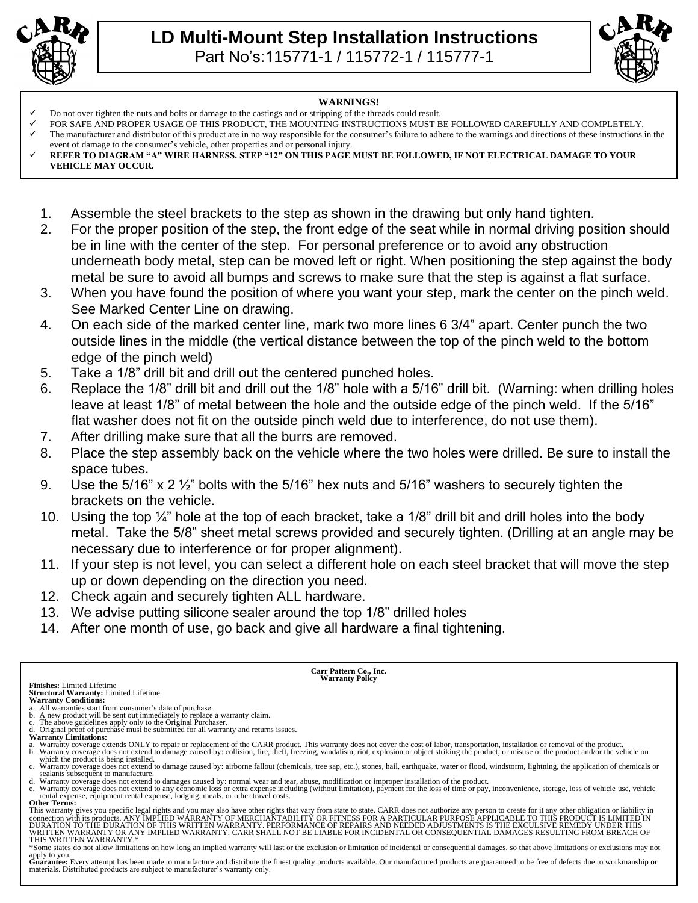# LD Multi-Mount Step Installation Instructions

Part No's:115771-1 / 115772-1 / 115777-1

**WARNINGS!**

- ✓ Do not over tighten the nuts and bolts or damage to the castings and or stripping of the threads could result.
- ✓ FOR SAFE AND PROPER USAGE OF THIS PRODUCT, THE MOUNTING INSTRUCTIONS MUST BE FOLLOWED CAREFULLY AND COMPLETELY.
- ✓ The manufacturer and distributor of this product are in no way responsible for the consumer's failure to adhere to the warnings and directions of these instructions in the event of damage to the consumer's vehicle, other properties and or personal injury.
- ✓ **REFER TO DIAGRAM "A" WIRE HARNESS. STEP "12" ON THIS PAGE MUST BE FOLLOWED, IF NOT ELECTRICAL DAMAGE TO YOUR VEHICLE MAY OCCUR.**

1. Assemble the steel brackets to the step as shown in the drawing but only hand tighten.
2. For the proper position of the step, the front edge of the seat while in normal driving position should be in line with the center of the step. For personal preference or to avoid any obstruction underneath body metal, step can be moved left or right. When positioning the step against the body metal be sure to avoid all bumps and screws to make sure that the step is against a flat surface.
3. When you have found the position of where you want your step, mark the center on the pinch weld. See Marked Center Line on drawing.
4. On each side of the marked center line, mark two more lines 6 3/4" apart. Center punch the two outside lines in the middle (the vertical distance between the top of the pinch weld to the bottom edge of the pinch weld)
5. Take a 1/8" drill bit and drill out the centered punched holes.
6. Replace the 1/8" drill bit and drill out the 1/8" hole with a 5/16" drill bit. (Warning: when drilling holes leave at least 1/8" of metal between the hole and the outside edge of the pinch weld. If the 5/16" flat washer does not fit on the outside pinch weld due to interference, do not use them).
7. After drilling make sure that all the burrs are removed.
8. Place the step assembly back on the vehicle where the two holes were drilled. Be sure to install the space tubes.
9. Use the 5/16" x 2 ½" bolts with the 5/16" hex nuts and 5/16" washers to securely tighten the brackets on the vehicle.
10. Using the top ¼" hole at the top of each bracket, take a 1/8" drill bit and drill holes into the body metal. Take the 5/8" sheet metal screws provided and securely tighten. (Drilling at an angle may be necessary due to interference or for proper alignment).
11. If your step is not level, you can select a different hole on each steel bracket that will move the step up or down depending on the direction you need.
12. Check again and securely tighten ALL hardware.
13. We advise putting silicone sealer around the top 1/8" drilled holes
14. After one month of use, go back and give all hardware a final tightening.

**Carr Pattern Co., Inc.**
**Warranty Policy**

**Finishes:** Limited Lifetime
**Structural Warranty:** Limited Lifetime
**Warranty Conditions:**

a. All warranties start from consumer's date of purchase.
b. A new product will be sent out immediately to replace a warranty claim.
c. The above guidelines apply only to the Original Purchaser.
d. Original proof of purchase must be submitted for all warranty and returns issues.

**Warranty Limitations:**

a. Warranty coverage extends ONLY to repair or replacement of the CARR product. This warranty does not cover the cost of labor, transportation, installation or removal of the product.
b. Warranty coverage does not extend to damage caused by: collision, fire, theft, freezing, vandalism, riot, explosion or object striking the product, or misuse of the product and/or the vehicle on which the product is being installed.
c. Warranty coverage does not extend to damage caused by: airborne fallout (chemicals, tree sap, etc.), stones, hail, earthquake, water or flood, windstorm, lightning, the application of chemicals or sealants subsequent to manufacture.
d. Warranty coverage does not extend to damages caused by: normal wear and tear, abuse, modification or improper installation of the product.
e. Warranty coverage does not extend to any economic loss or extra expense including (without limitation), payment for the loss of time or pay, inconvenience, storage, loss of vehicle use, vehicle rental expense, equipment rental expense, lodging, meals, or other travel costs.

**Other Terms:**
This warranty gives you specific legal rights and you may also have other rights that vary from state to state. CARR does not authorize any person to create for it any other obligation or liability in connection with its products. ANY IMPLIED WARRANTY OF MERCHANTABILITY OR FITNESS FOR A PARTICULAR PURPOSE APPLICABLE TO THIS PRODUCT IS LIMITED IN DURATION TO THE DURATION OF THIS WRITTEN WARRANTY. PERFORMANCE OF REPAIRS AND NEEDED ADJUSTMENTS IS THE EXCULSIVE REMEDY UNDER THIS WRITTEN WARRANTY OR ANY IMPLIED WARRANTY. CARR SHALL NOT BE LIABLE FOR INCIDENTAL OR CONSEQUENTIAL DAMAGES RESULTING FROM BREACH OF THIS WRITTEN WARRANTY.*
*Some states do not allow limitations on how long an implied warranty will last or the exclusion or limitation of incidental or consequential damages, so that above limitations or exclusions may not apply to you.
**Guarantee:** Every attempt has been made to manufacture and distribute the finest quality products available. Our manufactured products are guaranteed to be free of defects due to workmanship or materials. Distributed products are subject to manufacturer's warranty only.